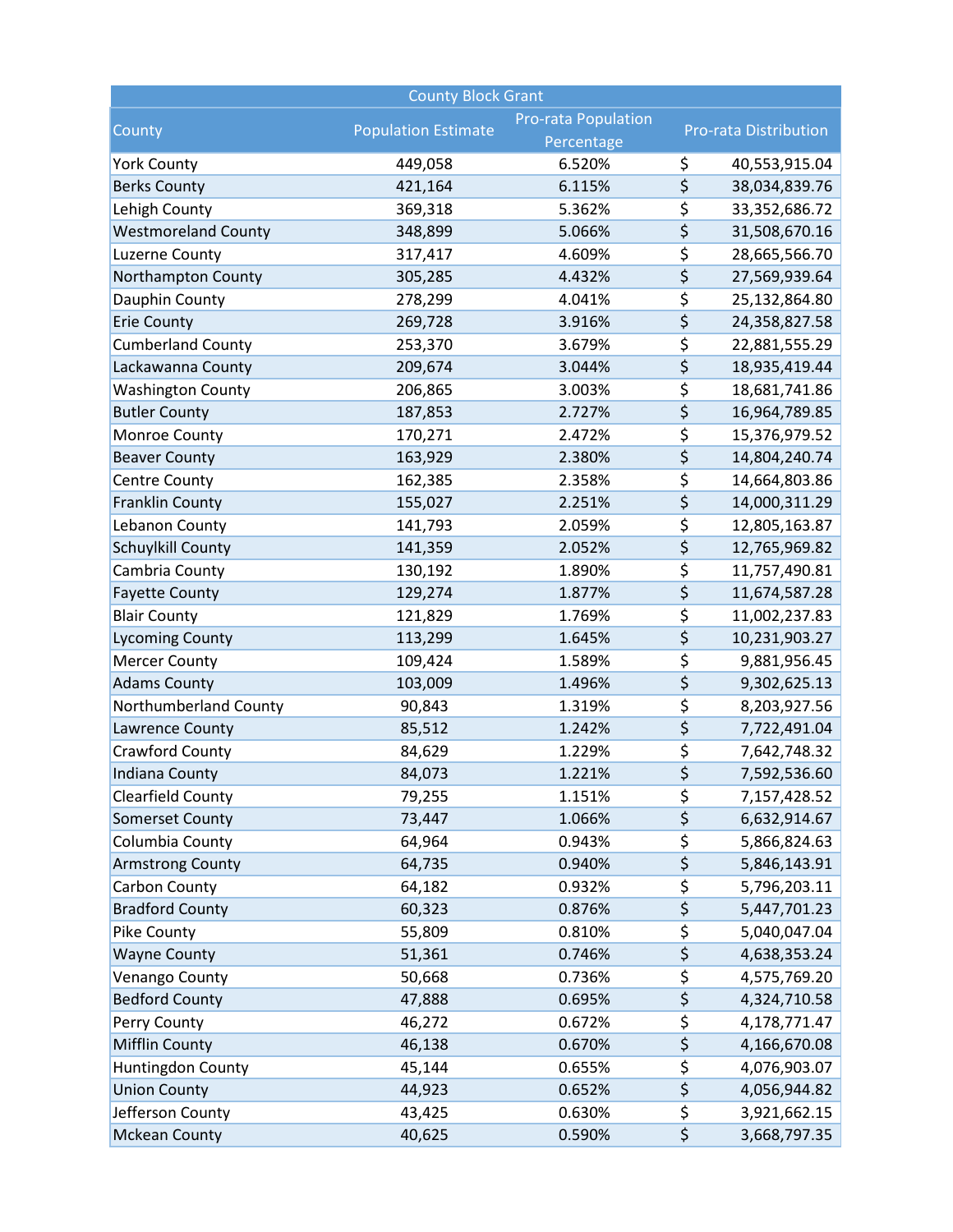| County Block Grant | | | |
|---|---|---|---|
| County | Population Estimate | Pro-rata Population Percentage | Pro-rata Distribution |
| York County | 449,058 | 6.520% | $ 40,553,915.04 |
| Berks County | 421,164 | 6.115% | $ 38,034,839.76 |
| Lehigh County | 369,318 | 5.362% | $ 33,352,686.72 |
| Westmoreland County | 348,899 | 5.066% | $ 31,508,670.16 |
| Luzerne County | 317,417 | 4.609% | $ 28,665,566.70 |
| Northampton County | 305,285 | 4.432% | $ 27,569,939.64 |
| Dauphin County | 278,299 | 4.041% | $ 25,132,864.80 |
| Erie County | 269,728 | 3.916% | $ 24,358,827.58 |
| Cumberland County | 253,370 | 3.679% | $ 22,881,555.29 |
| Lackawanna County | 209,674 | 3.044% | $ 18,935,419.44 |
| Washington County | 206,865 | 3.003% | $ 18,681,741.86 |
| Butler County | 187,853 | 2.727% | $ 16,964,789.85 |
| Monroe County | 170,271 | 2.472% | $ 15,376,979.52 |
| Beaver County | 163,929 | 2.380% | $ 14,804,240.74 |
| Centre County | 162,385 | 2.358% | $ 14,664,803.86 |
| Franklin County | 155,027 | 2.251% | $ 14,000,311.29 |
| Lebanon County | 141,793 | 2.059% | $ 12,805,163.87 |
| Schuylkill County | 141,359 | 2.052% | $ 12,765,969.82 |
| Cambria County | 130,192 | 1.890% | $ 11,757,490.81 |
| Fayette County | 129,274 | 1.877% | $ 11,674,587.28 |
| Blair County | 121,829 | 1.769% | $ 11,002,237.83 |
| Lycoming County | 113,299 | 1.645% | $ 10,231,903.27 |
| Mercer County | 109,424 | 1.589% | $ 9,881,956.45 |
| Adams County | 103,009 | 1.496% | $ 9,302,625.13 |
| Northumberland County | 90,843 | 1.319% | $ 8,203,927.56 |
| Lawrence County | 85,512 | 1.242% | $ 7,722,491.04 |
| Crawford County | 84,629 | 1.229% | $ 7,642,748.32 |
| Indiana County | 84,073 | 1.221% | $ 7,592,536.60 |
| Clearfield County | 79,255 | 1.151% | $ 7,157,428.52 |
| Somerset County | 73,447 | 1.066% | $ 6,632,914.67 |
| Columbia County | 64,964 | 0.943% | $ 5,866,824.63 |
| Armstrong County | 64,735 | 0.940% | $ 5,846,143.91 |
| Carbon County | 64,182 | 0.932% | $ 5,796,203.11 |
| Bradford County | 60,323 | 0.876% | $ 5,447,701.23 |
| Pike County | 55,809 | 0.810% | $ 5,040,047.04 |
| Wayne County | 51,361 | 0.746% | $ 4,638,353.24 |
| Venango County | 50,668 | 0.736% | $ 4,575,769.20 |
| Bedford County | 47,888 | 0.695% | $ 4,324,710.58 |
| Perry County | 46,272 | 0.672% | $ 4,178,771.47 |
| Mifflin County | 46,138 | 0.670% | $ 4,166,670.08 |
| Huntingdon County | 45,144 | 0.655% | $ 4,076,903.07 |
| Union County | 44,923 | 0.652% | $ 4,056,944.82 |
| Jefferson County | 43,425 | 0.630% | $ 3,921,662.15 |
| Mckean County | 40,625 | 0.590% | $ 3,668,797.35 |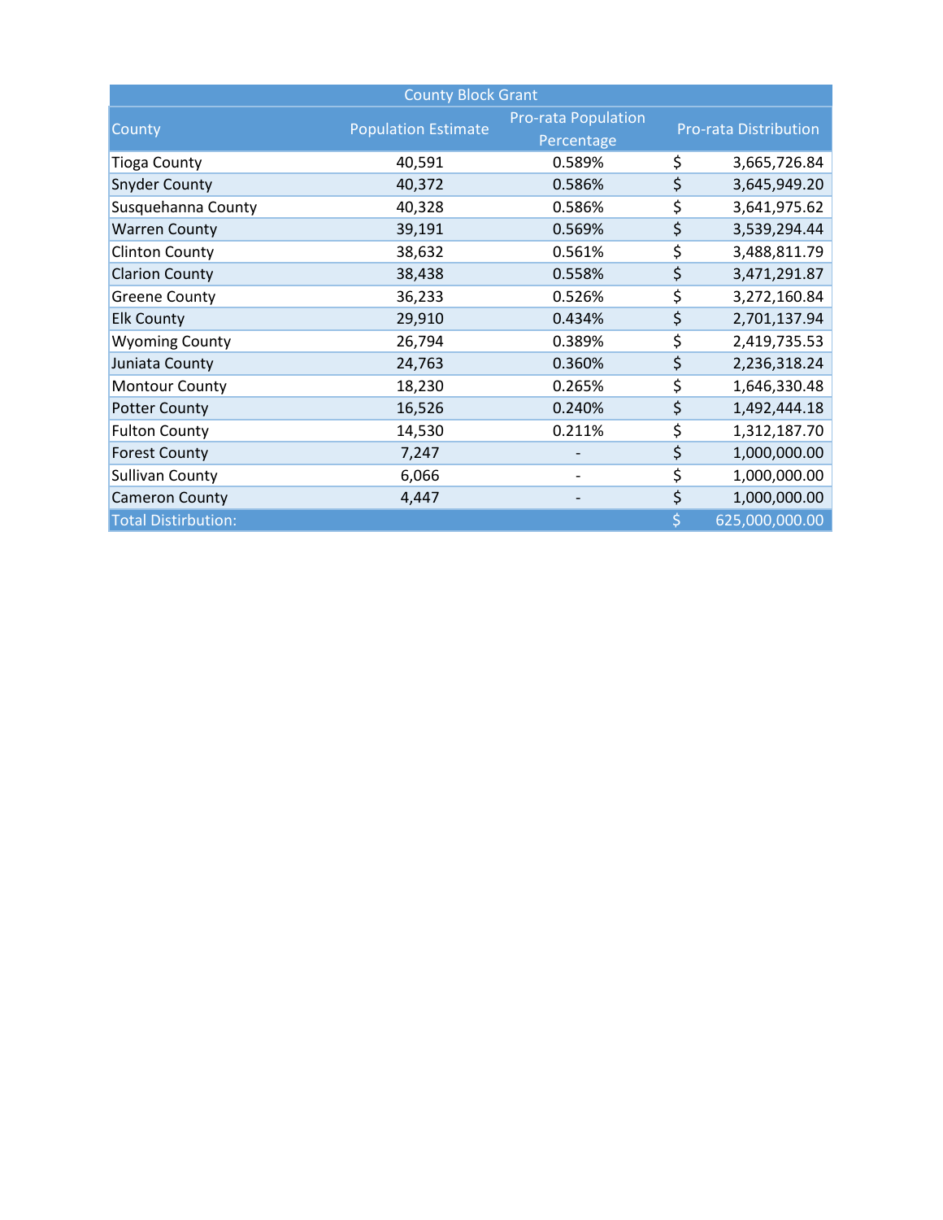| County Block Grant | | | |
|---|---|---|---|
| County | Population Estimate | Pro-rata Population Percentage | Pro-rata Distribution |
| Tioga County | 40,591 | 0.589% | $ 3,665,726.84 |
| Snyder County | 40,372 | 0.586% | $ 3,645,949.20 |
| Susquehanna County | 40,328 | 0.586% | $ 3,641,975.62 |
| Warren County | 39,191 | 0.569% | $ 3,539,294.44 |
| Clinton County | 38,632 | 0.561% | $ 3,488,811.79 |
| Clarion County | 38,438 | 0.558% | $ 3,471,291.87 |
| Greene County | 36,233 | 0.526% | $ 3,272,160.84 |
| Elk County | 29,910 | 0.434% | $ 2,701,137.94 |
| Wyoming County | 26,794 | 0.389% | $ 2,419,735.53 |
| Juniata County | 24,763 | 0.360% | $ 2,236,318.24 |
| Montour County | 18,230 | 0.265% | $ 1,646,330.48 |
| Potter County | 16,526 | 0.240% | $ 1,492,444.18 |
| Fulton County | 14,530 | 0.211% | $ 1,312,187.70 |
| Forest County | 7,247 | - | $ 1,000,000.00 |
| Sullivan County | 6,066 | - | $ 1,000,000.00 |
| Cameron County | 4,447 | - | $ 1,000,000.00 |
| Total Distirbution: | | | $ 625,000,000.00 |